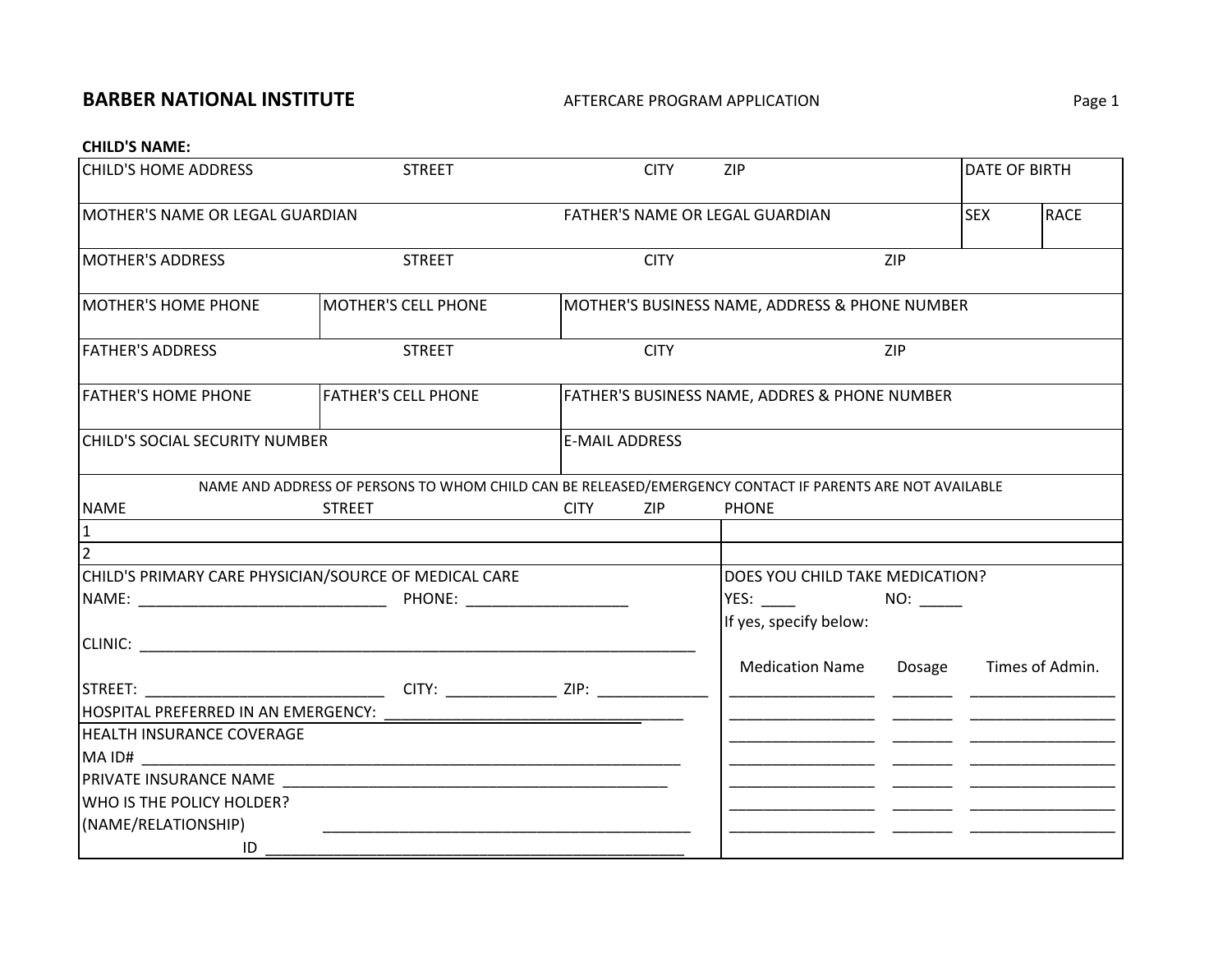**BARBER NATIONAL INSTITUTE** AFTERCARE PROGRAM APPLICATION

**CHILD'S NAME:**

| | | | |
|---|---|---|---|
| CHILD'S HOME ADDRESS STREET CITY ZIP | | DATE OF BIRTH | |
| MOTHER'S NAME OR LEGAL GUARDIAN | FATHER'S NAME OR LEGAL GUARDIAN | SEX | RACE |
| MOTHER'S ADDRESS STREET CITY ZIP | | | |
| MOTHER'S HOME PHONE | MOTHER'S CELL PHONE | MOTHER'S BUSINESS NAME, ADDRESS & PHONE NUMBER | |
| FATHER'S ADDRESS STREET CITY ZIP | | | |
| FATHER'S HOME PHONE | FATHER'S CELL PHONE | FATHER'S BUSINESS NAME, ADDRES & PHONE NUMBER | |
| CHILD'S SOCIAL SECURITY NUMBER | | E-MAIL ADDRESS | |

NAME AND ADDRESS OF PERSONS TO WHOM CHILD CAN BE RELEASED/EMERGENCY CONTACT IF PARENTS ARE NOT AVAILABLE

| NAME | STREET | CITY | ZIP | PHONE |
|---|---|---|---|---|
| 1 | | | | |
| 2 | | | | |

CHILD'S PRIMARY CARE PHYSICIAN/SOURCE OF MEDICAL CARE

NAME: _____________________________ PHONE: ___________________

CLINIC: ___________________________________________________________________

STREET: ____________________________ CITY: _____________ ZIP: _____________

HOSPITAL PREFERRED IN AN EMERGENCY: __________________________________

HEALTH INSURANCE COVERAGE

MA ID# ______________________________________________________________

PRIVATE INSURANCE NAME ______________________________________________

WHO IS THE POLICY HOLDER?

(NAME/RELATIONSHIP) ____________________________________________

ID __________________________________________________

DOES YOU CHILD TAKE MEDICATION?

YES: ____ NO: _____

If yes, specify below:

| Medication Name | Dosage | Times of Admin. |
|---|---|---|
| _________________ | _______ | _________________ |
| _________________ | _______ | _________________ |
| _________________ | _______ | _________________ |
| _________________ | _______ | _________________ |
| _________________ | _______ | _________________ |
| _________________ | _______ | _________________ |
| _________________ | _______ | _________________ |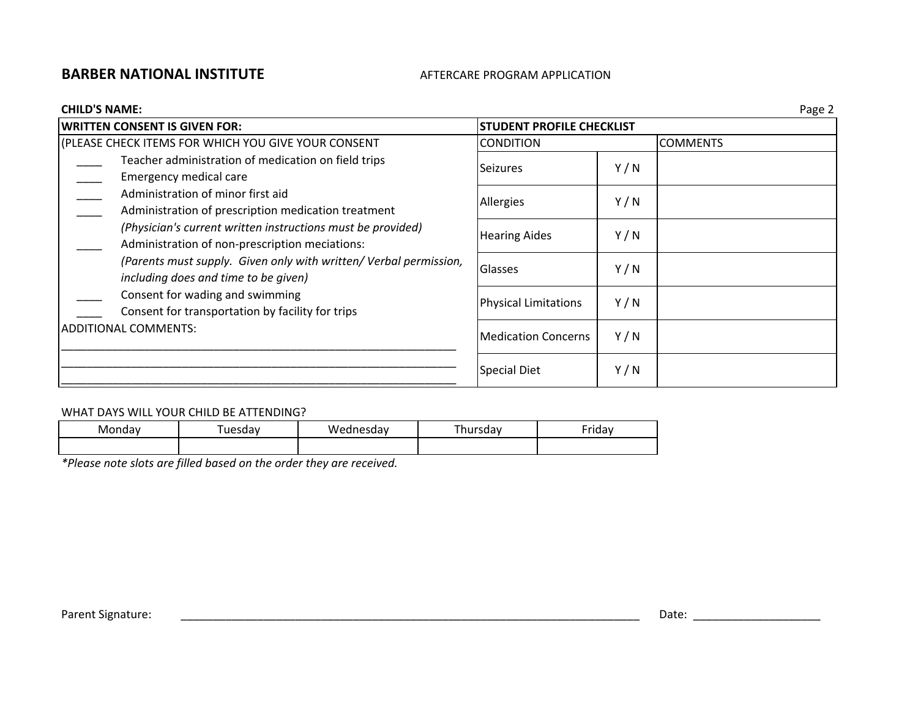**BARBER NATIONAL INSTITUTE** AFTERCARE PROGRAM APPLICATION

**CHILD'S NAME:**

| **WRITTEN CONSENT IS GIVEN FOR:** | **STUDENT PROFILE CHECKLIST** | | |
|---|---|---|---|
| (PLEASE CHECK ITEMS FOR WHICH YOU GIVE YOUR CONSENT | CONDITION | | COMMENTS |
| ____ Teacher administration of medication on field trips<br>____ Emergency medical care | Seizures | Y / N | |
| ____ Administration of minor first aid<br>____ Administration of prescription medication treatment | Allergies | Y / N | |
| *(Physician's current written instructions must be provided)*<br>____ Administration of non-prescription meciations: | Hearing Aides | Y / N | |
| *(Parents must supply. Given only with written/ Verbal permission, including does and time to be given)* | Glasses | Y / N | |
| ____ Consent for wading and swimming<br>____ Consent for transportation by facility for trips | Physical Limitations | Y / N | |
| ADDITIONAL COMMENTS:<br>________________________________________________________________ | Medication Concerns | Y / N | |
| ________________________________________________________________<br>________________________________________________________________ | Special Diet | Y / N | |

WHAT DAYS WILL YOUR CHILD BE ATTENDING?

| Monday | Tuesday | Wednesday | Thursday | Friday |
|---|---|---|---|---|
| | | | | |

*\*Please note slots are filled based on the order they are received.*

Parent Signature: ____________________________________________________________________________ Date: ____________________